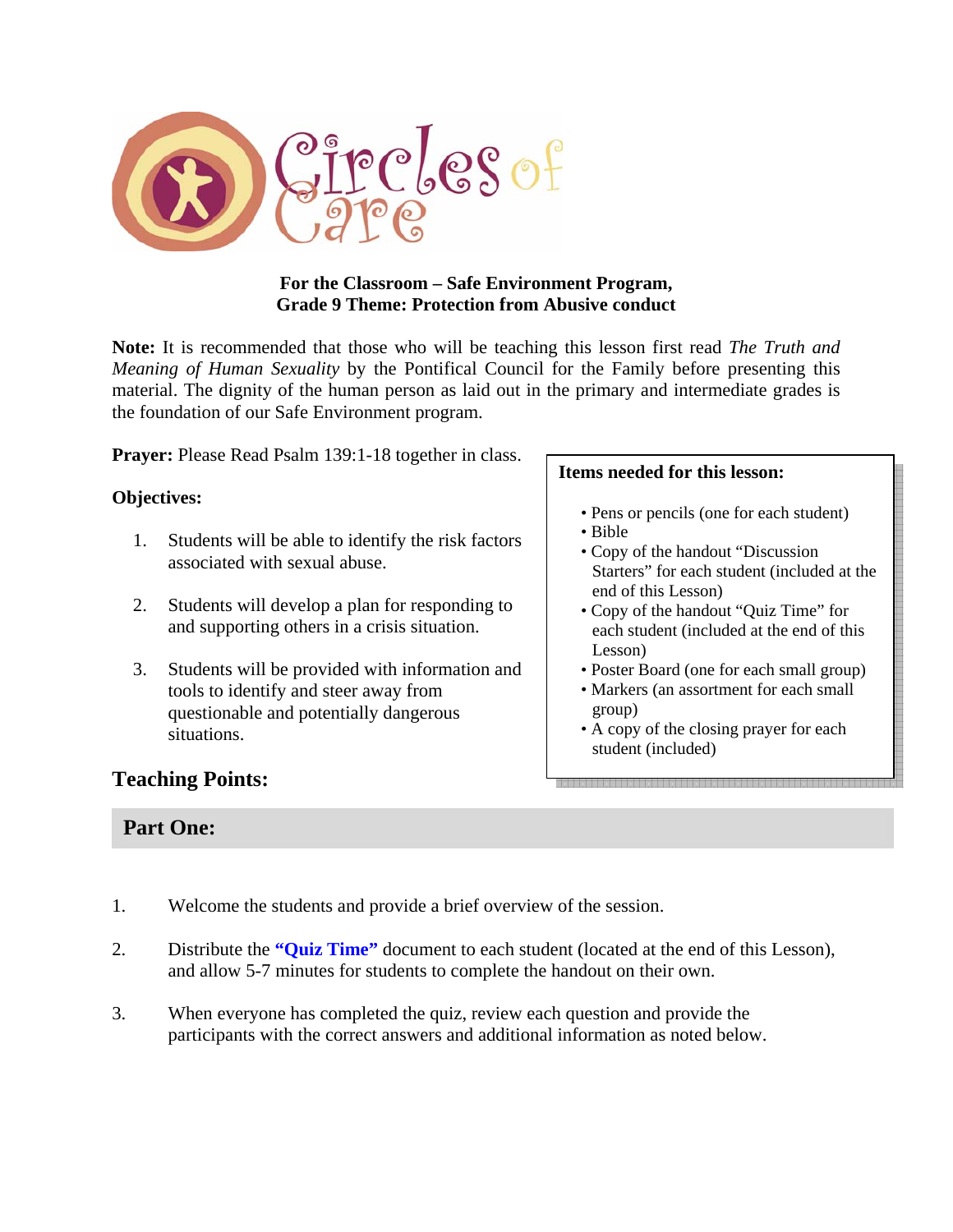# Circles of Care

**For the Classroom – Safe Environment Program,**
**Grade 9 Theme: Protection from Abusive conduct**

**Note:** It is recommended that those who will be teaching this lesson first read *The Truth and Meaning of Human Sexuality* by the Pontifical Council for the Family before presenting this material. The dignity of the human person as laid out in the primary and intermediate grades is the foundation of our Safe Environment program.

**Prayer:** Please Read Psalm 139:1-18 together in class.

**Objectives:**

1. Students will be able to identify the risk factors associated with sexual abuse.
2. Students will develop a plan for responding to and supporting others in a crisis situation.
3. Students will be provided with information and tools to identify and steer away from questionable and potentially dangerous situations.

**Items needed for this lesson:**

- Pens or pencils (one for each student)
- Bible
- Copy of the handout "Discussion Starters" for each student (included at the end of this Lesson)
- Copy of the handout "Quiz Time" for each student (included at the end of this Lesson)
- Poster Board (one for each small group)
- Markers (an assortment for each small group)
- A copy of the closing prayer for each student (included)

## Teaching Points:

### Part One:

1. Welcome the students and provide a brief overview of the session.
2. Distribute the **"Quiz Time"** document to each student (located at the end of this Lesson), and allow 5-7 minutes for students to complete the handout on their own.
3. When everyone has completed the quiz, review each question and provide the participants with the correct answers and additional information as noted below.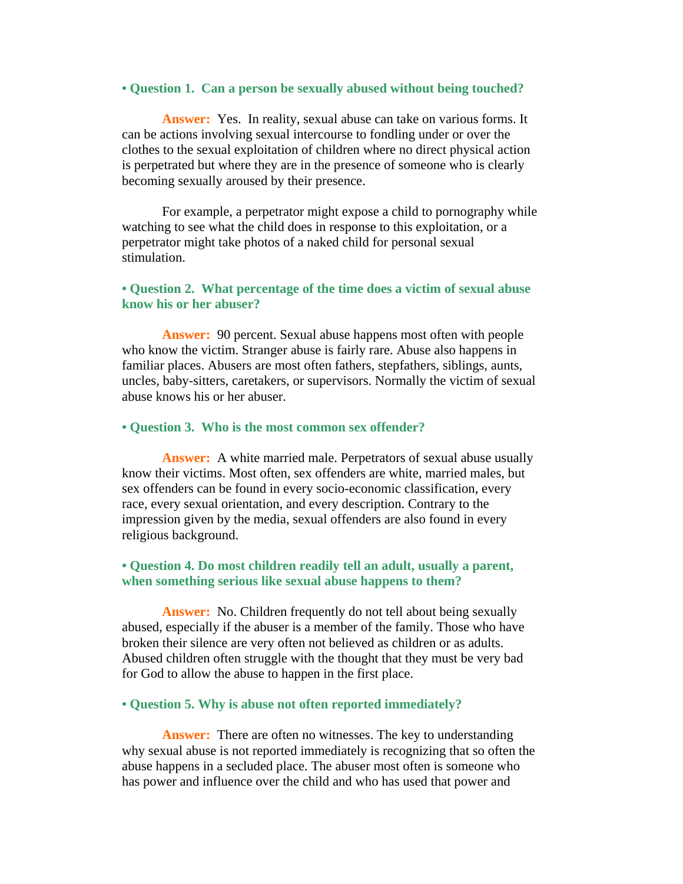**• Question 1. Can a person be sexually abused without being touched?**

**Answer:** Yes. In reality, sexual abuse can take on various forms. It can be actions involving sexual intercourse to fondling under or over the clothes to the sexual exploitation of children where no direct physical action is perpetrated but where they are in the presence of someone who is clearly becoming sexually aroused by their presence.

For example, a perpetrator might expose a child to pornography while watching to see what the child does in response to this exploitation, or a perpetrator might take photos of a naked child for personal sexual stimulation.

**• Question 2. What percentage of the time does a victim of sexual abuse know his or her abuser?**

**Answer:** 90 percent. Sexual abuse happens most often with people who know the victim. Stranger abuse is fairly rare. Abuse also happens in familiar places. Abusers are most often fathers, stepfathers, siblings, aunts, uncles, baby-sitters, caretakers, or supervisors. Normally the victim of sexual abuse knows his or her abuser.

**• Question 3. Who is the most common sex offender?**

**Answer:** A white married male. Perpetrators of sexual abuse usually know their victims. Most often, sex offenders are white, married males, but sex offenders can be found in every socio-economic classification, every race, every sexual orientation, and every description. Contrary to the impression given by the media, sexual offenders are also found in every religious background.

**• Question 4. Do most children readily tell an adult, usually a parent, when something serious like sexual abuse happens to them?**

**Answer:** No. Children frequently do not tell about being sexually abused, especially if the abuser is a member of the family. Those who have broken their silence are very often not believed as children or as adults. Abused children often struggle with the thought that they must be very bad for God to allow the abuse to happen in the first place.

**• Question 5. Why is abuse not often reported immediately?**

**Answer:** There are often no witnesses. The key to understanding why sexual abuse is not reported immediately is recognizing that so often the abuse happens in a secluded place. The abuser most often is someone who has power and influence over the child and who has used that power and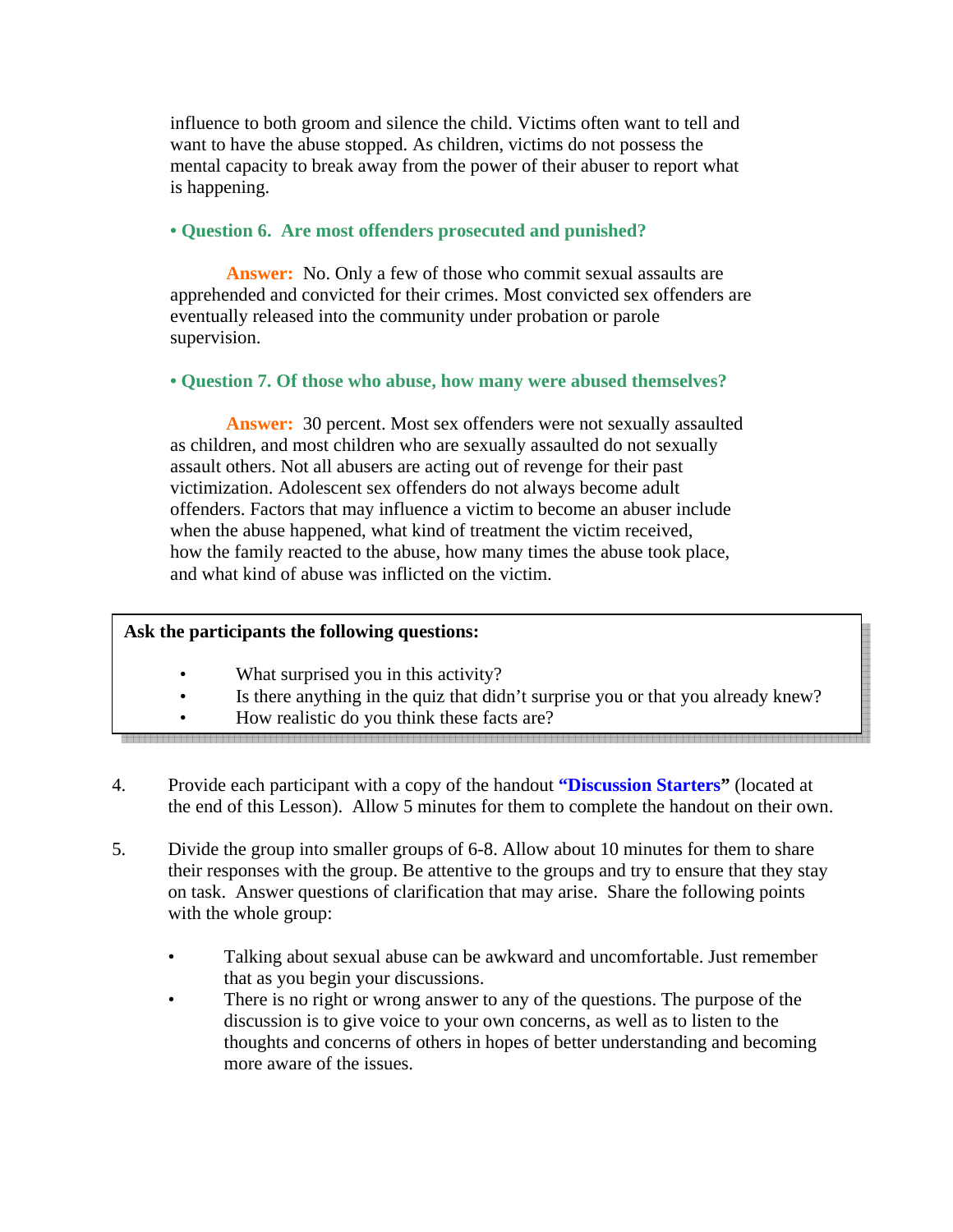influence to both groom and silence the child. Victims often want to tell and want to have the abuse stopped. As children, victims do not possess the mental capacity to break away from the power of their abuser to report what is happening.

**• Question 6. Are most offenders prosecuted and punished?**

**Answer:** No. Only a few of those who commit sexual assaults are apprehended and convicted for their crimes. Most convicted sex offenders are eventually released into the community under probation or parole supervision.

**• Question 7. Of those who abuse, how many were abused themselves?**

**Answer:** 30 percent. Most sex offenders were not sexually assaulted as children, and most children who are sexually assaulted do not sexually assault others. Not all abusers are acting out of revenge for their past victimization. Adolescent sex offenders do not always become adult offenders. Factors that may influence a victim to become an abuser include when the abuse happened, what kind of treatment the victim received, how the family reacted to the abuse, how many times the abuse took place, and what kind of abuse was inflicted on the victim.

**Ask the participants the following questions:**

- What surprised you in this activity?
- Is there anything in the quiz that didn't surprise you or that you already knew?
- How realistic do you think these facts are?

4. Provide each participant with a copy of the handout **"Discussion Starters"** (located at the end of this Lesson). Allow 5 minutes for them to complete the handout on their own.

5. Divide the group into smaller groups of 6-8. Allow about 10 minutes for them to share their responses with the group. Be attentive to the groups and try to ensure that they stay on task. Answer questions of clarification that may arise. Share the following points with the whole group:

   - Talking about sexual abuse can be awkward and uncomfortable. Just remember that as you begin your discussions.
   - There is no right or wrong answer to any of the questions. The purpose of the discussion is to give voice to your own concerns, as well as to listen to the thoughts and concerns of others in hopes of better understanding and becoming more aware of the issues.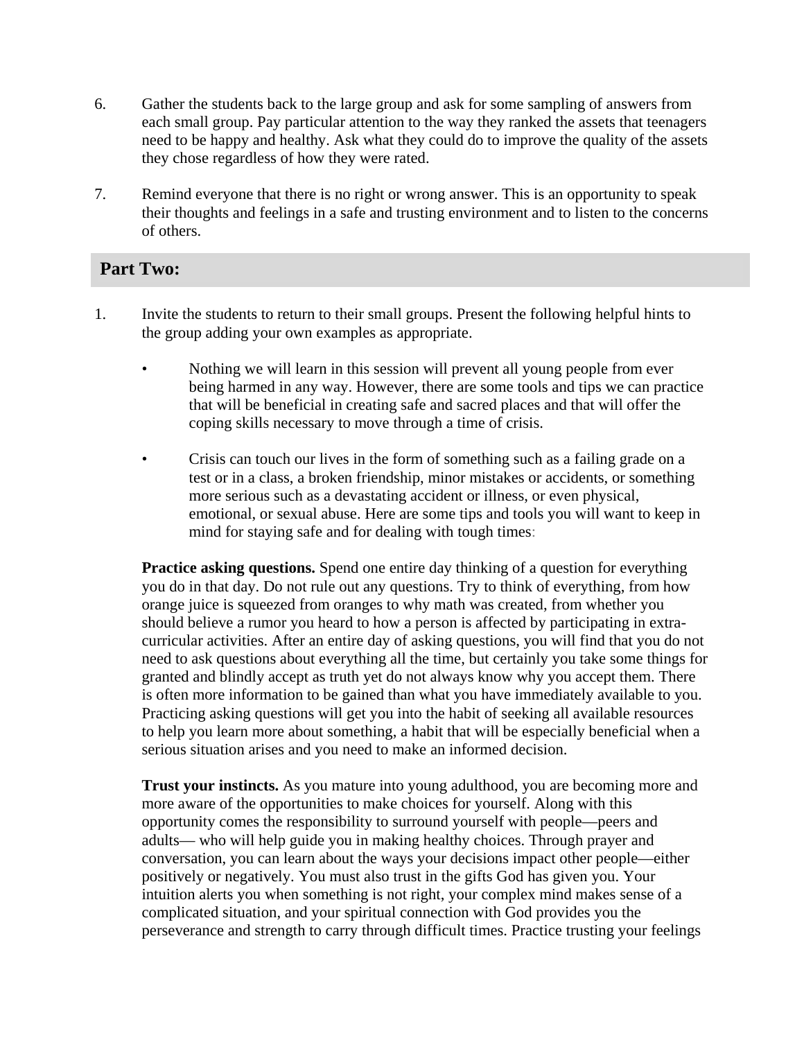6. Gather the students back to the large group and ask for some sampling of answers from each small group. Pay particular attention to the way they ranked the assets that teenagers need to be happy and healthy. Ask what they could do to improve the quality of the assets they chose regardless of how they were rated.

7. Remind everyone that there is no right or wrong answer. This is an opportunity to speak their thoughts and feelings in a safe and trusting environment and to listen to the concerns of others.

## Part Two:

1. Invite the students to return to their small groups. Present the following helpful hints to the group adding your own examples as appropriate.

   - Nothing we will learn in this session will prevent all young people from ever being harmed in any way. However, there are some tools and tips we can practice that will be beneficial in creating safe and sacred places and that will offer the coping skills necessary to move through a time of crisis.

   - Crisis can touch our lives in the form of something such as a failing grade on a test or in a class, a broken friendship, minor mistakes or accidents, or something more serious such as a devastating accident or illness, or even physical, emotional, or sexual abuse. Here are some tips and tools you will want to keep in mind for staying safe and for dealing with tough times:

   **Practice asking questions.** Spend one entire day thinking of a question for everything you do in that day. Do not rule out any questions. Try to think of everything, from how orange juice is squeezed from oranges to why math was created, from whether you should believe a rumor you heard to how a person is affected by participating in extra-curricular activities. After an entire day of asking questions, you will find that you do not need to ask questions about everything all the time, but certainly you take some things for granted and blindly accept as truth yet do not always know why you accept them. There is often more information to be gained than what you have immediately available to you. Practicing asking questions will get you into the habit of seeking all available resources to help you learn more about something, a habit that will be especially beneficial when a serious situation arises and you need to make an informed decision.

   **Trust your instincts.** As you mature into young adulthood, you are becoming more and more aware of the opportunities to make choices for yourself. Along with this opportunity comes the responsibility to surround yourself with people—peers and adults— who will help guide you in making healthy choices. Through prayer and conversation, you can learn about the ways your decisions impact other people—either positively or negatively. You must also trust in the gifts God has given you. Your intuition alerts you when something is not right, your complex mind makes sense of a complicated situation, and your spiritual connection with God provides you the perseverance and strength to carry through difficult times. Practice trusting your feelings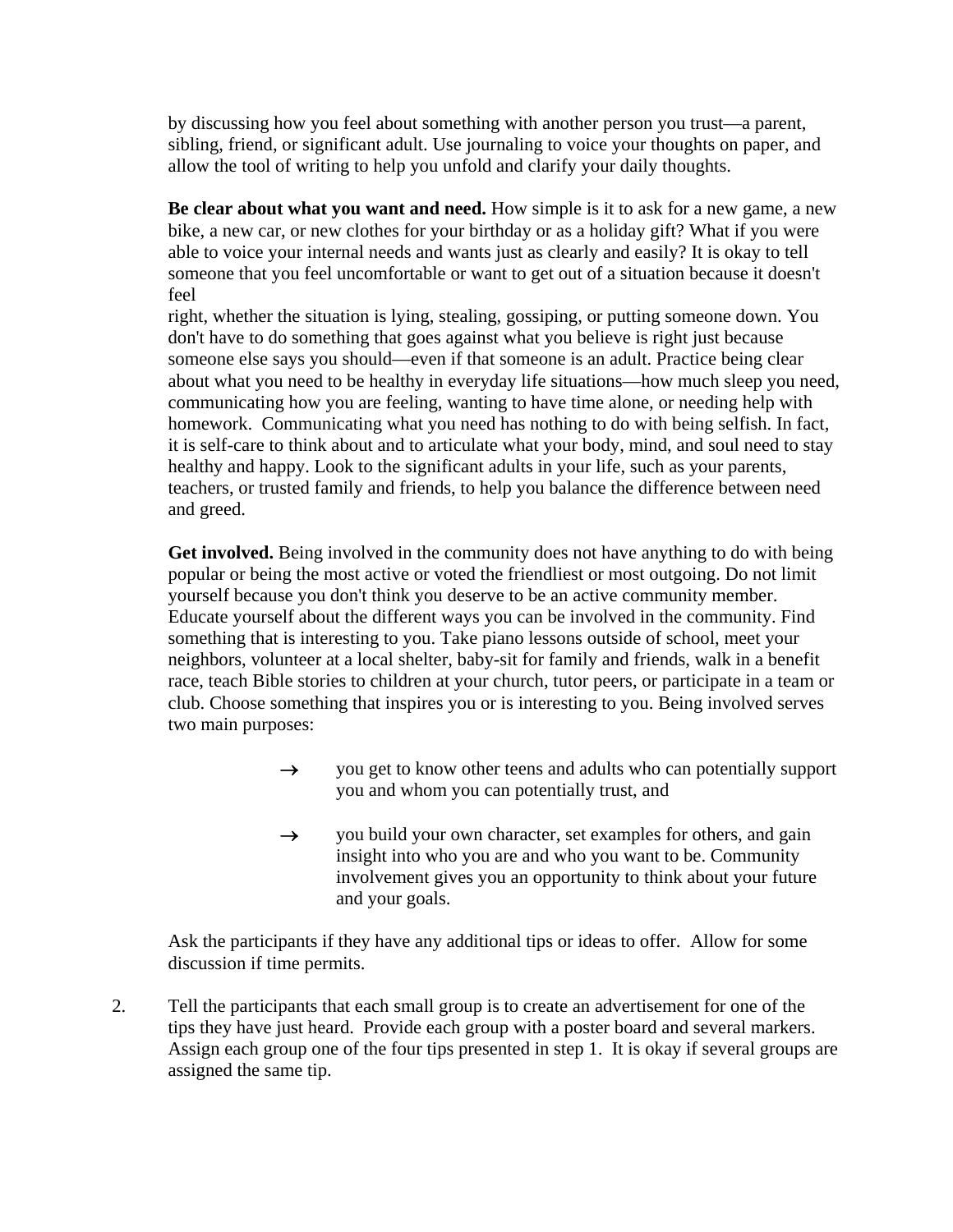by discussing how you feel about something with another person you trust—a parent, sibling, friend, or significant adult. Use journaling to voice your thoughts on paper, and allow the tool of writing to help you unfold and clarify your daily thoughts.

**Be clear about what you want and need.** How simple is it to ask for a new game, a new bike, a new car, or new clothes for your birthday or as a holiday gift? What if you were able to voice your internal needs and wants just as clearly and easily? It is okay to tell someone that you feel uncomfortable or want to get out of a situation because it doesn't feel right, whether the situation is lying, stealing, gossiping, or putting someone down. You don't have to do something that goes against what you believe is right just because someone else says you should—even if that someone is an adult. Practice being clear about what you need to be healthy in everyday life situations—how much sleep you need, communicating how you are feeling, wanting to have time alone, or needing help with homework. Communicating what you need has nothing to do with being selfish. In fact, it is self-care to think about and to articulate what your body, mind, and soul need to stay healthy and happy. Look to the significant adults in your life, such as your parents, teachers, or trusted family and friends, to help you balance the difference between need and greed.

**Get involved.** Being involved in the community does not have anything to do with being popular or being the most active or voted the friendliest or most outgoing. Do not limit yourself because you don't think you deserve to be an active community member. Educate yourself about the different ways you can be involved in the community. Find something that is interesting to you. Take piano lessons outside of school, meet your neighbors, volunteer at a local shelter, baby-sit for family and friends, walk in a benefit race, teach Bible stories to children at your church, tutor peers, or participate in a team or club. Choose something that inspires you or is interesting to you. Being involved serves two main purposes:

- → you get to know other teens and adults who can potentially support you and whom you can potentially trust, and
- → you build your own character, set examples for others, and gain insight into who you are and who you want to be. Community involvement gives you an opportunity to think about your future and your goals.

Ask the participants if they have any additional tips or ideas to offer. Allow for some discussion if time permits.

2. Tell the participants that each small group is to create an advertisement for one of the tips they have just heard. Provide each group with a poster board and several markers. Assign each group one of the four tips presented in step 1. It is okay if several groups are assigned the same tip.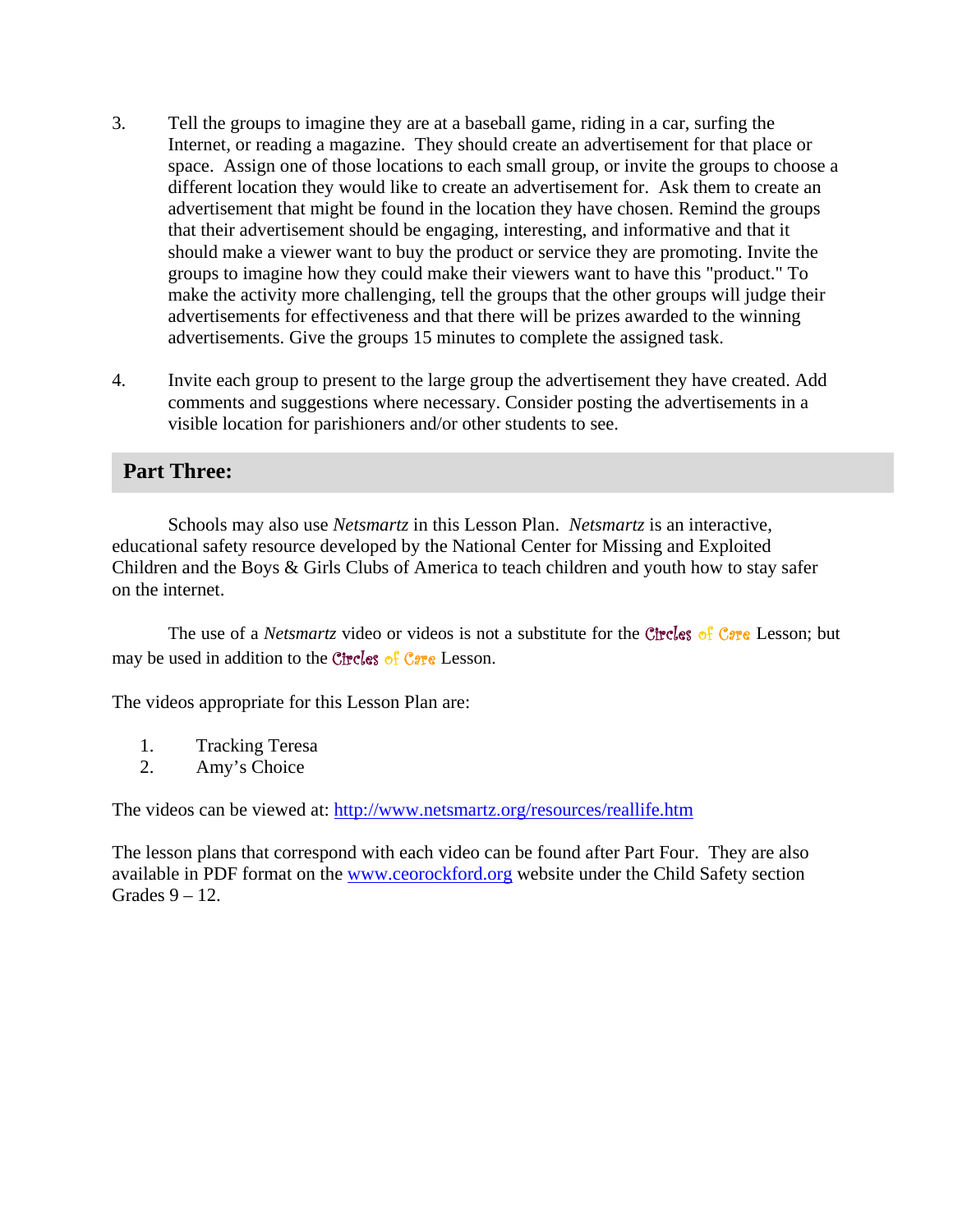3. Tell the groups to imagine they are at a baseball game, riding in a car, surfing the Internet, or reading a magazine. They should create an advertisement for that place or space. Assign one of those locations to each small group, or invite the groups to choose a different location they would like to create an advertisement for. Ask them to create an advertisement that might be found in the location they have chosen. Remind the groups that their advertisement should be engaging, interesting, and informative and that it should make a viewer want to buy the product or service they are promoting. Invite the groups to imagine how they could make their viewers want to have this "product." To make the activity more challenging, tell the groups that the other groups will judge their advertisements for effectiveness and that there will be prizes awarded to the winning advertisements. Give the groups 15 minutes to complete the assigned task.

4. Invite each group to present to the large group the advertisement they have created. Add comments and suggestions where necessary. Consider posting the advertisements in a visible location for parishioners and/or other students to see.

## Part Three:

Schools may also use *Netsmartz* in this Lesson Plan. *Netsmartz* is an interactive, educational safety resource developed by the National Center for Missing and Exploited Children and the Boys & Girls Clubs of America to teach children and youth how to stay safer on the internet.

The use of a *Netsmartz* video or videos is not a substitute for the Circles of Care Lesson; but may be used in addition to the Circles of Care Lesson.

The videos appropriate for this Lesson Plan are:

1. Tracking Teresa
2. Amy's Choice

The videos can be viewed at: http://www.netsmartz.org/resources/reallife.htm

The lesson plans that correspond with each video can be found after Part Four. They are also available in PDF format on the www.ceorockford.org website under the Child Safety section Grades 9 – 12.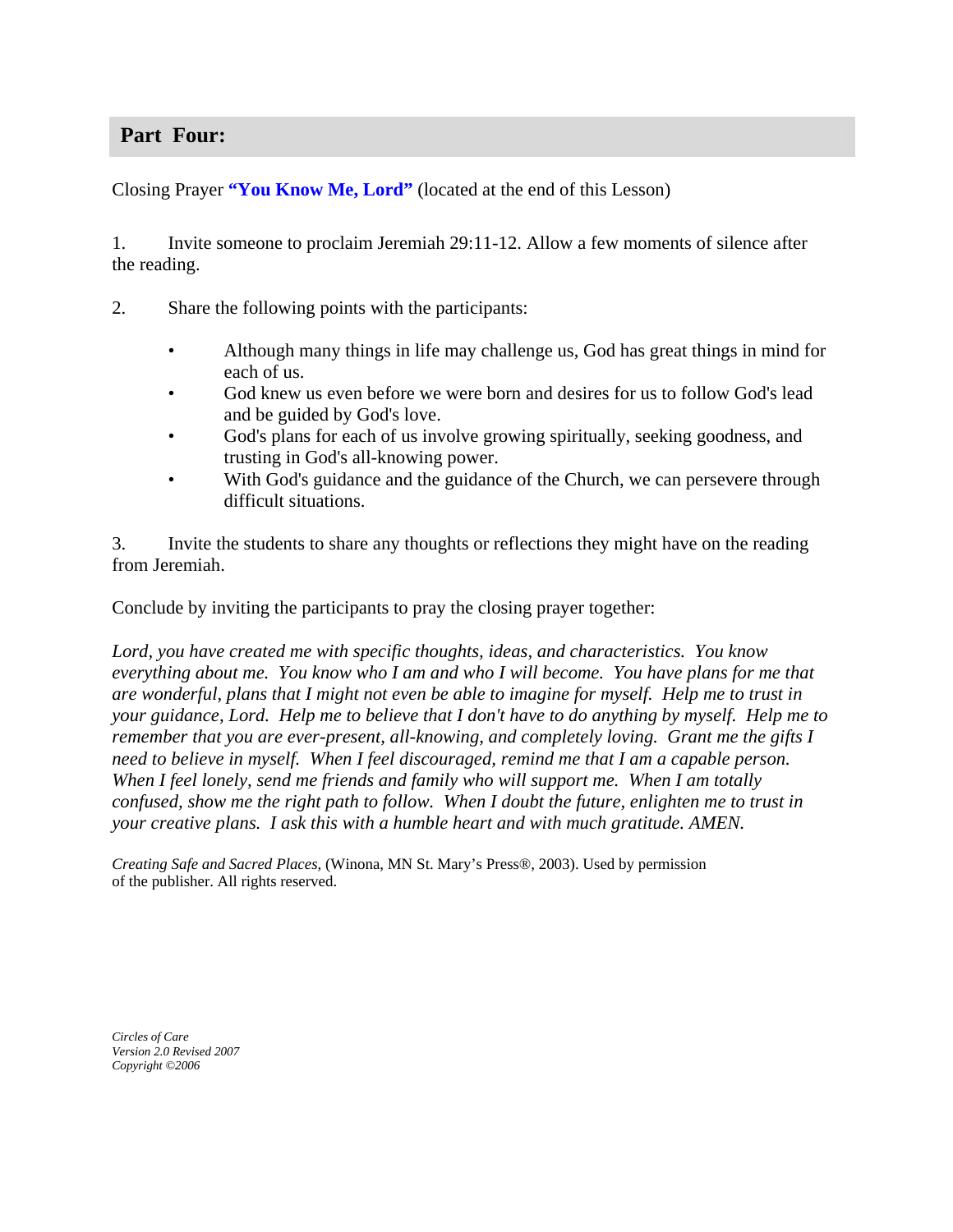## Part Four:

Closing Prayer **"You Know Me, Lord"** (located at the end of this Lesson)

1. Invite someone to proclaim Jeremiah 29:11-12. Allow a few moments of silence after the reading.

2. Share the following points with the participants:

   - Although many things in life may challenge us, God has great things in mind for each of us.
   - God knew us even before we were born and desires for us to follow God's lead and be guided by God's love.
   - God's plans for each of us involve growing spiritually, seeking goodness, and trusting in God's all-knowing power.
   - With God's guidance and the guidance of the Church, we can persevere through difficult situations.

3. Invite the students to share any thoughts or reflections they might have on the reading from Jeremiah.

Conclude by inviting the participants to pray the closing prayer together:

*Lord, you have created me with specific thoughts, ideas, and characteristics. You know everything about me. You know who I am and who I will become. You have plans for me that are wonderful, plans that I might not even be able to imagine for myself. Help me to trust in your guidance, Lord. Help me to believe that I don't have to do anything by myself. Help me to remember that you are ever-present, all-knowing, and completely loving. Grant me the gifts I need to believe in myself. When I feel discouraged, remind me that I am a capable person. When I feel lonely, send me friends and family who will support me. When I am totally confused, show me the right path to follow. When I doubt the future, enlighten me to trust in your creative plans. I ask this with a humble heart and with much gratitude. AMEN.*

*Creating Safe and Sacred Places,* (Winona, MN St. Mary's Press®, 2003). Used by permission of the publisher. All rights reserved.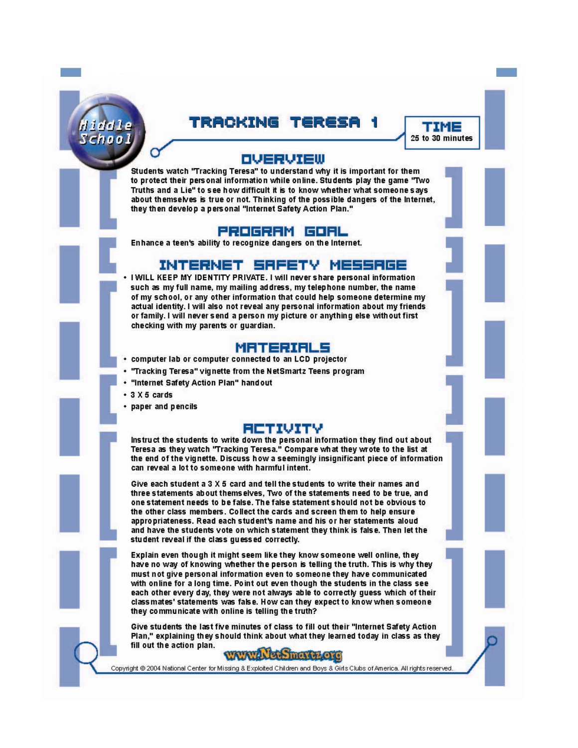Middle School

# TRACKING TERESA 1

**TIME**
25 to 30 minutes

## OVERVIEW

Students watch "Tracking Teresa" to understand why it is important for them to protect their personal information while online. Students play the game "Two Truths and a Lie" to see how difficult it is to know whether what someone says about themselves is true or not. Thinking of the possible dangers of the Internet, they then develop a personal "Internet Safety Action Plan."

## PROGRAM GOAL

Enhance a teen's ability to recognize dangers on the Internet.

## INTERNET SAFETY MESSAGE

- I WILL KEEP MY IDENTITY PRIVATE. I will never share personal information such as my full name, my mailing address, my telephone number, the name of my school, or any other information that could help someone determine my actual identity. I will also not reveal any personal information about my friends or family. I will never send a person my picture or anything else without first checking with my parents or guardian.

## MATERIALS

- computer lab or computer connected to an LCD projector
- "Tracking Teresa" vignette from the NetSmartz Teens program
- "Internet Safety Action Plan" handout
- 3 X 5 cards
- paper and pencils

## ACTIVITY

Instruct the students to write down the personal information they find out about Teresa as they watch "Tracking Teresa." Compare what they wrote to the list at the end of the vignette. Discuss how a seemingly insignificant piece of information can reveal a lot to someone with harmful intent.

Give each student a 3 X 5 card and tell the students to write their names and three statements about themselves, Two of the statements need to be true, and one statement needs to be false. The false statement should not be obvious to the other class members. Collect the cards and screen them to help ensure appropriateness. Read each student's name and his or her statements aloud and have the students vote on which statement they think is false. Then let the student reveal if the class guessed correctly.

Explain even though it might seem like they know someone well online, they have no way of knowing whether the person is telling the truth. This is why they must not give personal information even to someone they have communicated with online for a long time. Point out even though the students in the class see each other every day, they were not always able to correctly guess which of their classmates' statements was false. How can they expect to know when someone they communicate with online is telling the truth?

Give students the last five minutes of class to fill out their "Internet Safety Action Plan," explaining they should think about what they learned today in class as they fill out the action plan.

www.NetSmartz.org

Copyright © 2004 National Center for Missing & Exploited Children and Boys & Girls Clubs of America. All rights reserved.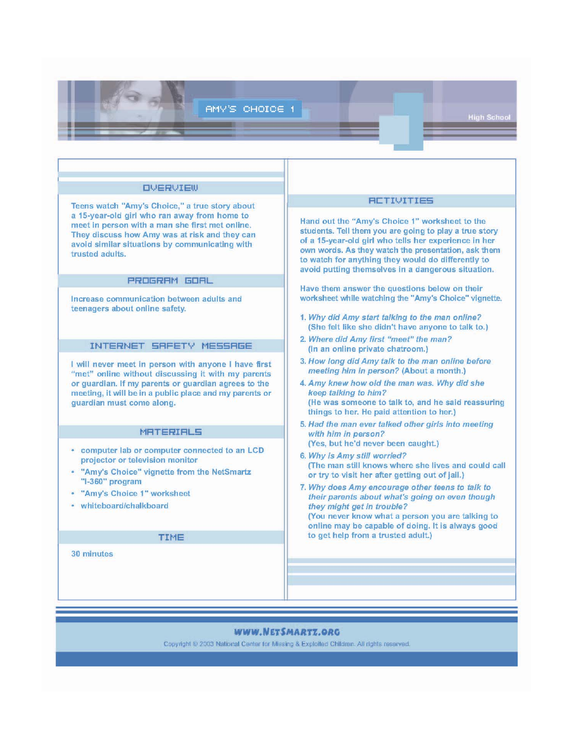# AMY'S CHOICE 1

High School

## OVERVIEW

Teens watch "Amy's Choice," a true story about a 15-year-old girl who ran away from home to meet in person with a man she first met online. They discuss how Amy was at risk and they can avoid similar situations by communicating with trusted adults.

## PROGRAM GOAL

Increase communication between adults and teenagers about online safety.

## INTERNET SAFETY MESSAGE

I will never meet in person with anyone I have first "met" online without discussing it with my parents or guardian. If my parents or guardian agrees to the meeting, it will be in a public place and my parents or guardian must come along.

## MATERIALS

- computer lab or computer connected to an LCD projector or television monitor
- "Amy's Choice" vignette from the NetSmartz "I-360" program
- "Amy's Choice 1" worksheet
- whiteboard/chalkboard

## TIME

30 minutes

## ACTIVITIES

Hand out the "Amy's Choice 1" worksheet to the students. Tell them you are going to play a true story of a 15-year-old girl who tells her experience in her own words. As they watch the presentation, ask them to watch for anything they would do differently to avoid putting themselves in a dangerous situation.

Have them answer the questions below on their worksheet while watching the "Amy's Choice" vignette.

1. *Why did Amy start talking to the man online?*
   (She felt like she didn't have anyone to talk to.)
2. *Where did Amy first "meet" the man?*
   (In an online private chatroom.)
3. *How long did Amy talk to the man online before meeting him in person?* (About a month.)
4. *Amy knew how old the man was. Why did she keep talking to him?*
   (He was someone to talk to, and he said reassuring things to her. He paid attention to her.)
5. *Had the man ever talked other girls into meeting with him in person?*
   (Yes, but he'd never been caught.)
6. *Why is Amy still worried?*
   (The man still knows where she lives and could call or try to visit her after getting out of jail.)
7. *Why does Amy encourage other teens to talk to their parents about what's going on even though they might get in trouble?*
   (You never know what a person you are talking to online may be capable of doing. It is always good to get help from a trusted adult.)

WWW.NETSMARTZ.ORG

Copyright © 2003 National Center for Missing & Exploited Children. All rights reserved.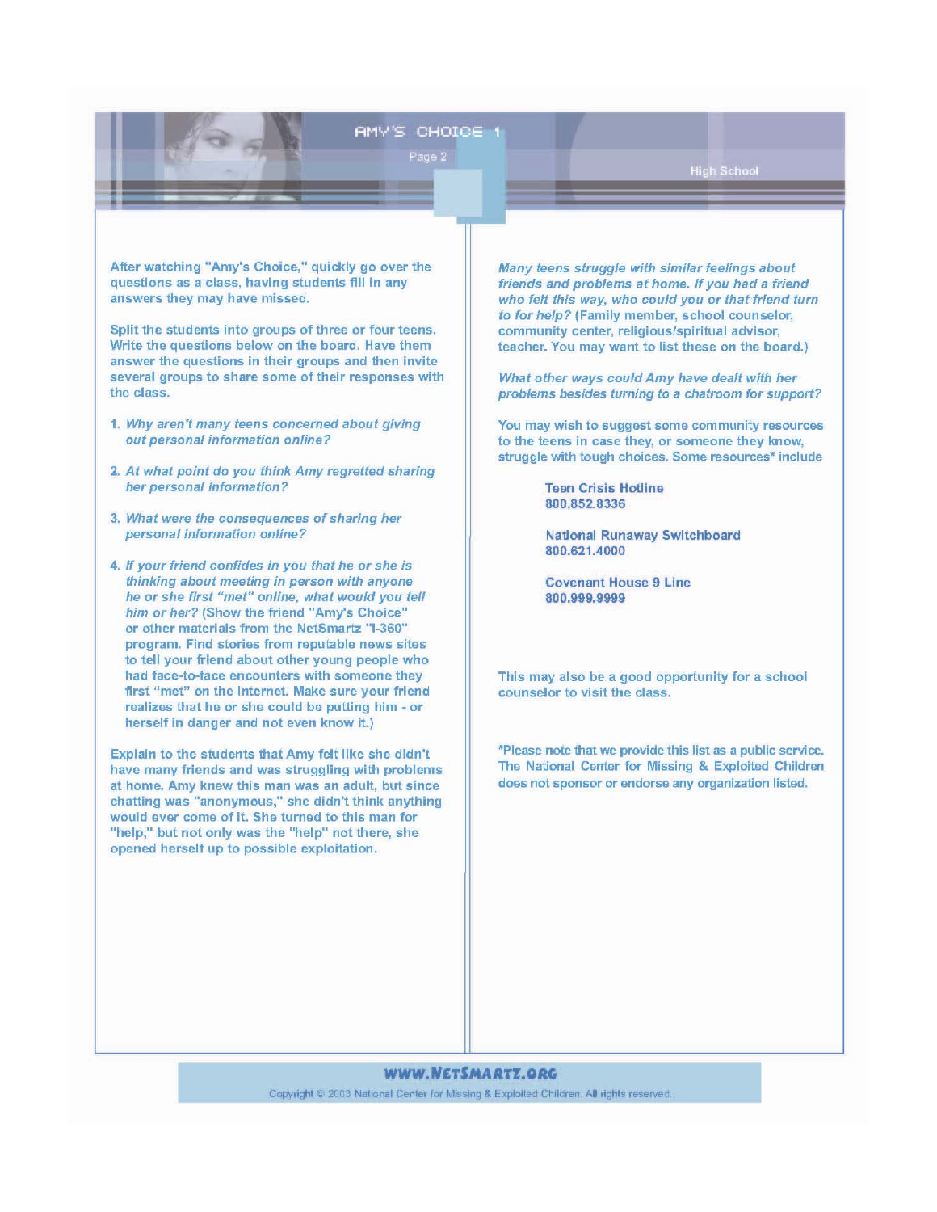# AMY'S CHOICE 1

Page 2

High School

After watching "Amy's Choice," quickly go over the questions as a class, having students fill in any answers they may have missed.

Split the students into groups of three or four teens. Write the questions below on the board. Have them answer the questions in their groups and then invite several groups to share some of their responses with the class.

1. *Why aren't many teens concerned about giving out personal information online?*
2. *At what point do you think Amy regretted sharing her personal information?*
3. *What were the consequences of sharing her personal information online?*
4. *If your friend confides in you that he or she is thinking about meeting in person with anyone he or she first "met" online, what would you tell him or her?* (Show the friend "Amy's Choice" or other materials from the NetSmartz "I-360" program. Find stories from reputable news sites to tell your friend about other young people who had face-to-face encounters with someone they first "met" on the Internet. Make sure your friend realizes that he or she could be putting him - or herself in danger and not even know it.)

Explain to the students that Amy felt like she didn't have many friends and was struggling with problems at home. Amy knew this man was an adult, but since chatting was "anonymous," she didn't think anything would ever come of it. She turned to this man for "help," but not only was the "help" not there, she opened herself up to possible exploitation.

*Many teens struggle with similar feelings about friends and problems at home. If you had a friend who felt this way, who could you or that friend turn to for help?* (Family member, school counselor, community center, religious/spiritual advisor, teacher. You may want to list these on the board.)

*What other ways could Amy have dealt with her problems besides turning to a chatroom for support?*

You may wish to suggest some community resources to the teens in case they, or someone they know, struggle with tough choices. Some resources* include

Teen Crisis Hotline
800.852.8336

National Runaway Switchboard
800.621.4000

Covenant House 9 Line
800.999.9999

This may also be a good opportunity for a school counselor to visit the class.

*Please note that we provide this list as a public service. The National Center for Missing & Exploited Children does not sponsor or endorse any organization listed.

WWW.NETSMARTZ.ORG

Copyright © 2003 National Center for Missing & Exploited Children. All rights reserved.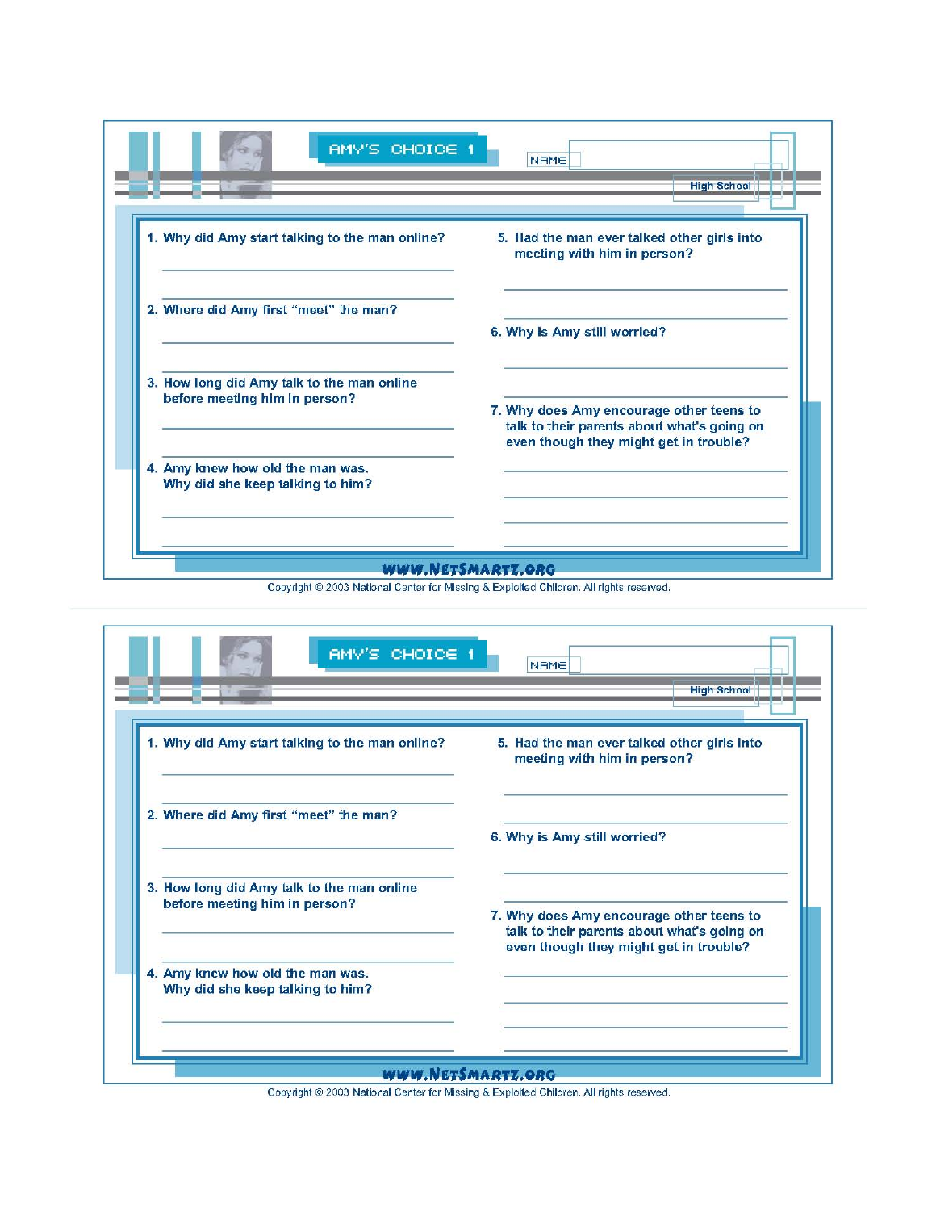## AMY'S CHOICE 1

NAME

High School

1. Why did Amy start talking to the man online?

2. Where did Amy first "meet" the man?

3. How long did Amy talk to the man online before meeting him in person?

4. Amy knew how old the man was. Why did she keep talking to him?

5. Had the man ever talked other girls into meeting with him in person?

6. Why is Amy still worried?

7. Why does Amy encourage other teens to talk to their parents about what's going on even though they might get in trouble?

WWW.NETSMARTZ.ORG

Copyright © 2003 National Center for Missing & Exploited Children. All rights reserved.

## AMY'S CHOICE 1

NAME

High School

1. Why did Amy start talking to the man online?

2. Where did Amy first "meet" the man?

3. How long did Amy talk to the man online before meeting him in person?

4. Amy knew how old the man was. Why did she keep talking to him?

5. Had the man ever talked other girls into meeting with him in person?

6. Why is Amy still worried?

7. Why does Amy encourage other teens to talk to their parents about what's going on even though they might get in trouble?

WWW.NETSMARTZ.ORG

Copyright © 2003 National Center for Missing & Exploited Children. All rights reserved.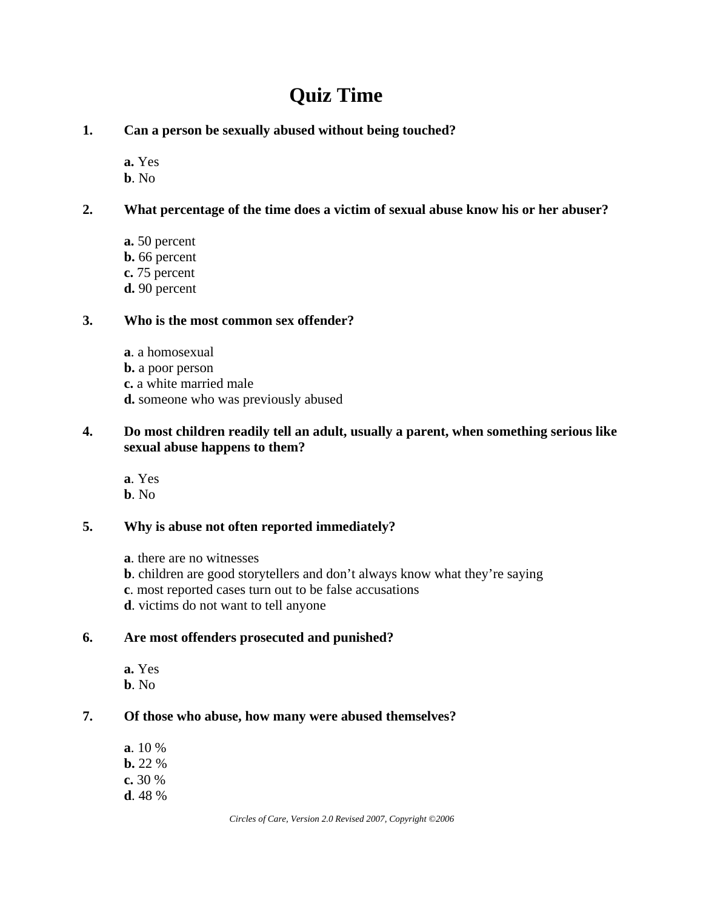# Quiz Time

**1. Can a person be sexually abused without being touched?**

**a.** Yes
**b**. No

**2. What percentage of the time does a victim of sexual abuse know his or her abuser?**

**a.** 50 percent
**b.** 66 percent
**c.** 75 percent
**d.** 90 percent

**3. Who is the most common sex offender?**

**a**. a homosexual
**b.** a poor person
**c.** a white married male
**d.** someone who was previously abused

**4. Do most children readily tell an adult, usually a parent, when something serious like sexual abuse happens to them?**

**a**. Yes
**b**. No

**5. Why is abuse not often reported immediately?**

**a**. there are no witnesses
**b**. children are good storytellers and don't always know what they're saying
**c**. most reported cases turn out to be false accusations
**d**. victims do not want to tell anyone

**6. Are most offenders prosecuted and punished?**

**a.** Yes
**b**. No

**7. Of those who abuse, how many were abused themselves?**

**a**. 10 %
**b.** 22 %
**c.** 30 %
**d**. 48 %

*Circles of Care, Version 2.0 Revised 2007, Copyright ©2006*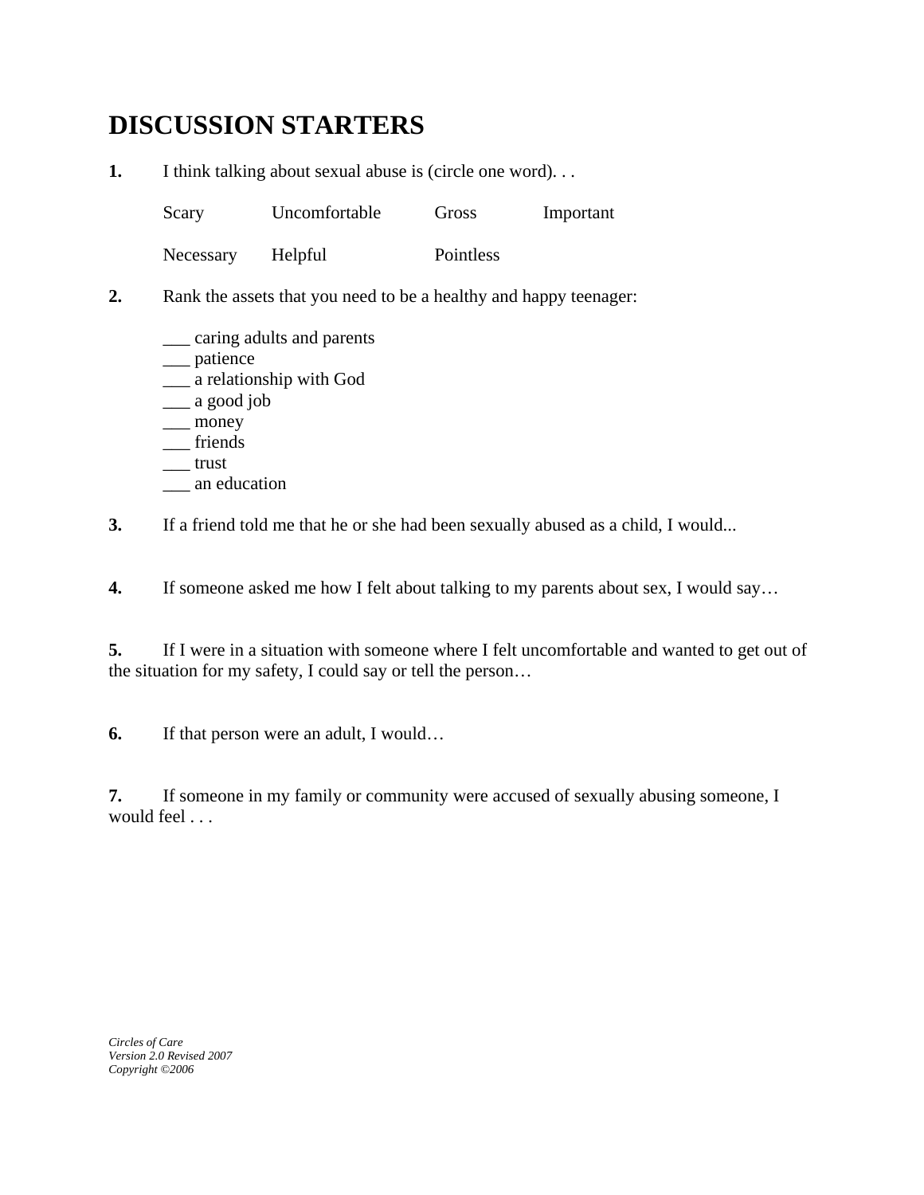# DISCUSSION STARTERS

**1.** I think talking about sexual abuse is (circle one word). . .

| | | | |
|---|---|---|---|
| Scary | Uncomfortable | Gross | Important |
| Necessary | Helpful | Pointless | |

**2.** Rank the assets that you need to be a healthy and happy teenager:

___ caring adults and parents
___ patience
___ a relationship with God
___ a good job
___ money
___ friends
___ trust
___ an education

**3.** If a friend told me that he or she had been sexually abused as a child, I would...

**4.** If someone asked me how I felt about talking to my parents about sex, I would say…

**5.** If I were in a situation with someone where I felt uncomfortable and wanted to get out of the situation for my safety, I could say or tell the person…

**6.** If that person were an adult, I would…

**7.** If someone in my family or community were accused of sexually abusing someone, I would feel . . .

*Circles of Care*
*Version 2.0 Revised 2007*
*Copyright ©2006*